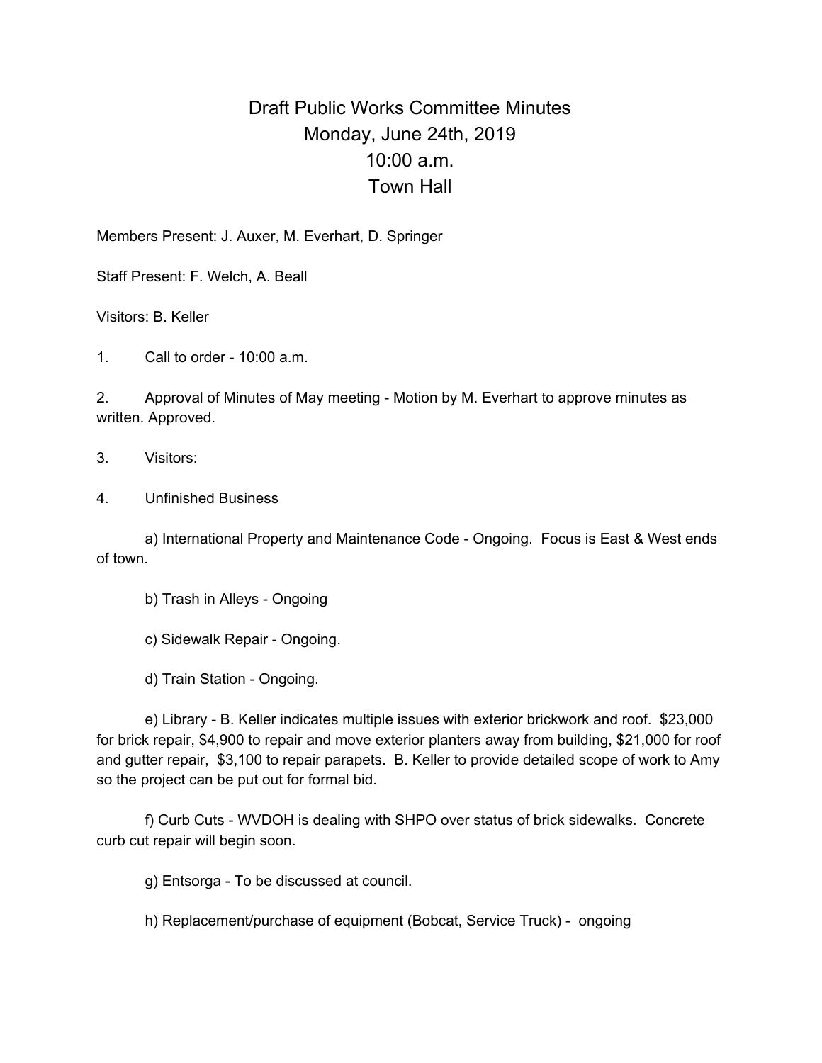# Draft Public Works Committee Minutes
## Monday, June 24th, 2019
## 10:00 a.m.
## Town Hall

Members Present: J. Auxer, M. Everhart, D. Springer

Staff Present: F. Welch, A. Beall

Visitors: B. Keller

1. Call to order - 10:00 a.m.

2. Approval of Minutes of May meeting - Motion by M. Everhart to approve minutes as written. Approved.

3. Visitors:

4. Unfinished Business

   a) International Property and Maintenance Code - Ongoing. Focus is East & West ends of town.

   b) Trash in Alleys - Ongoing

   c) Sidewalk Repair - Ongoing.

   d) Train Station - Ongoing.

   e) Library - B. Keller indicates multiple issues with exterior brickwork and roof. $23,000 for brick repair, $4,900 to repair and move exterior planters away from building, $21,000 for roof and gutter repair, $3,100 to repair parapets. B. Keller to provide detailed scope of work to Amy so the project can be put out for formal bid.

   f) Curb Cuts - WVDOH is dealing with SHPO over status of brick sidewalks. Concrete curb cut repair will begin soon.

   g) Entsorga - To be discussed at council.

   h) Replacement/purchase of equipment (Bobcat, Service Truck) - ongoing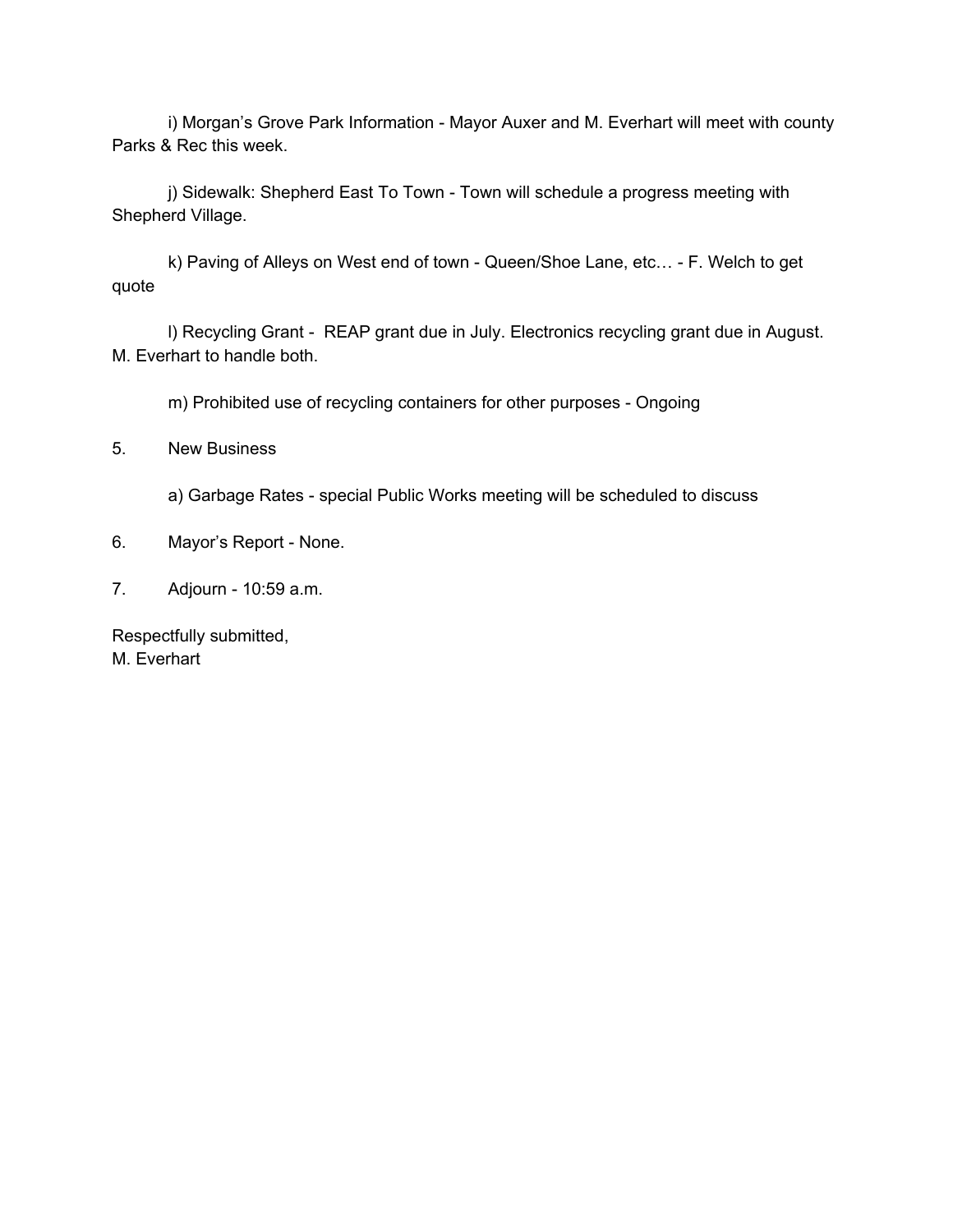i) Morgan's Grove Park Information - Mayor Auxer and M. Everhart will meet with county Parks & Rec this week.

j) Sidewalk: Shepherd East To Town - Town will schedule a progress meeting with Shepherd Village.

k) Paving of Alleys on West end of town - Queen/Shoe Lane, etc… - F. Welch to get quote

l) Recycling Grant - REAP grant due in July. Electronics recycling grant due in August. M. Everhart to handle both.

m) Prohibited use of recycling containers for other purposes - Ongoing

5. New Business

   a) Garbage Rates - special Public Works meeting will be scheduled to discuss

6. Mayor's Report - None.

7. Adjourn - 10:59 a.m.

Respectfully submitted,
M. Everhart